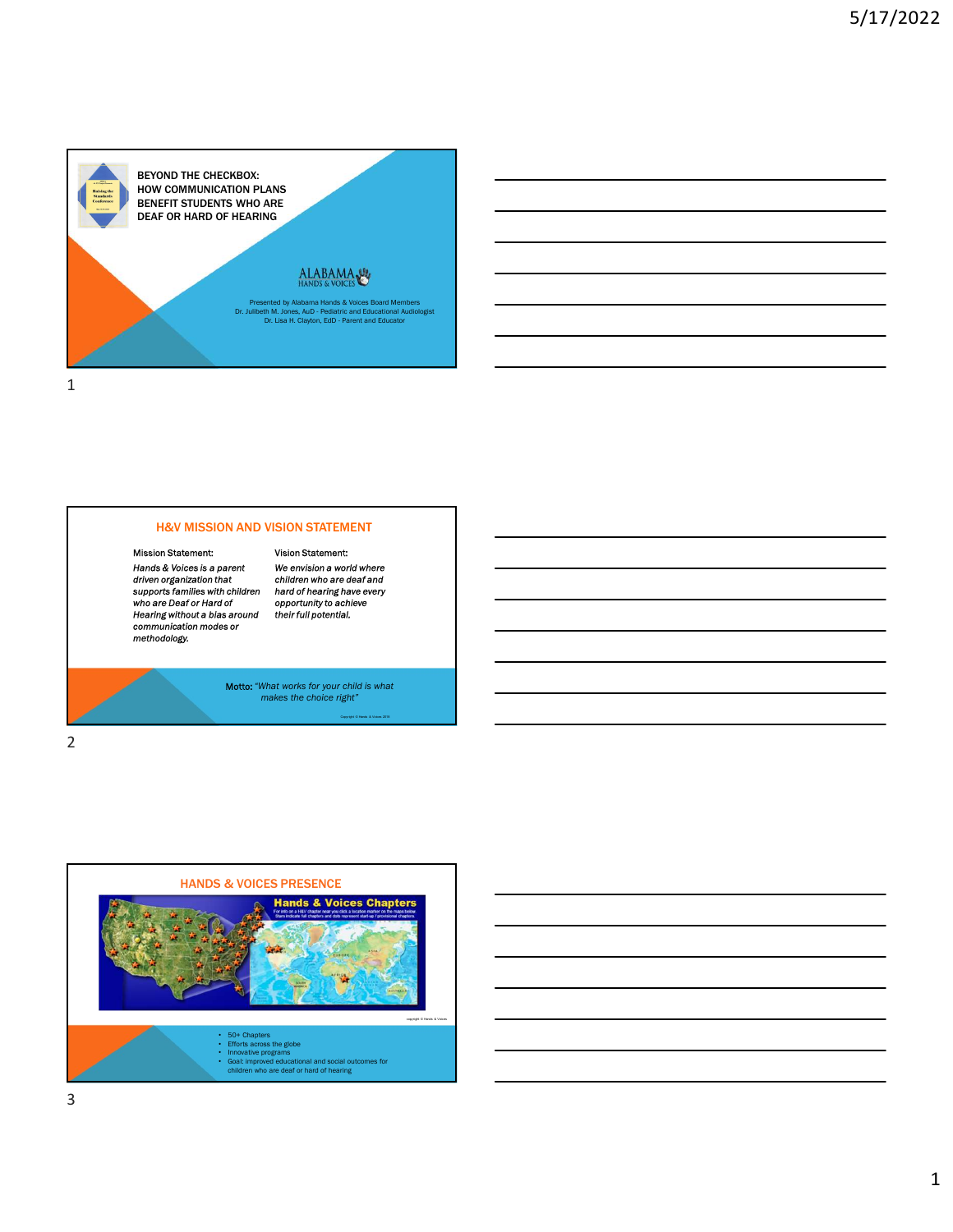# BEYOND THE CHECKBOX: HOW COMMUNICATION PLANS BENEFIT STUDENTS WHO ARE DEAF OR HARD OF HEARING

ALABAMA HANDS & VOICES

Presented by Alabama Hands & Voices Board Members
Dr. Julibeth M. Jones, AuD - Pediatric and Educational Audiologist
Dr. Lisa H. Clayton, EdD - Parent and Educator

## H&V MISSION AND VISION STATEMENT

Mission Statement:

*Hands & Voices is a parent driven organization that supports families with children who are Deaf or Hard of Hearing without a bias around communication modes or methodology.*

Vision Statement:

*We envision a world where children who are deaf and hard of hearing have every opportunity to achieve their full potential.*

Motto: *"What works for your child is what makes the choice right"*

Copyright © Hands & Voices 2019

## HANDS & VOICES PRESENCE

Hands & Voices Chapters

For info on a H&V chapter near you click a location marker on the maps below. Stars indicate full chapters and dots represent start-up / provisional chapters.

copyright © Hands & Voices

- 50+ Chapters
- Efforts across the globe
- Innovative programs
- Goal: improved educational and social outcomes for children who are deaf or hard of hearing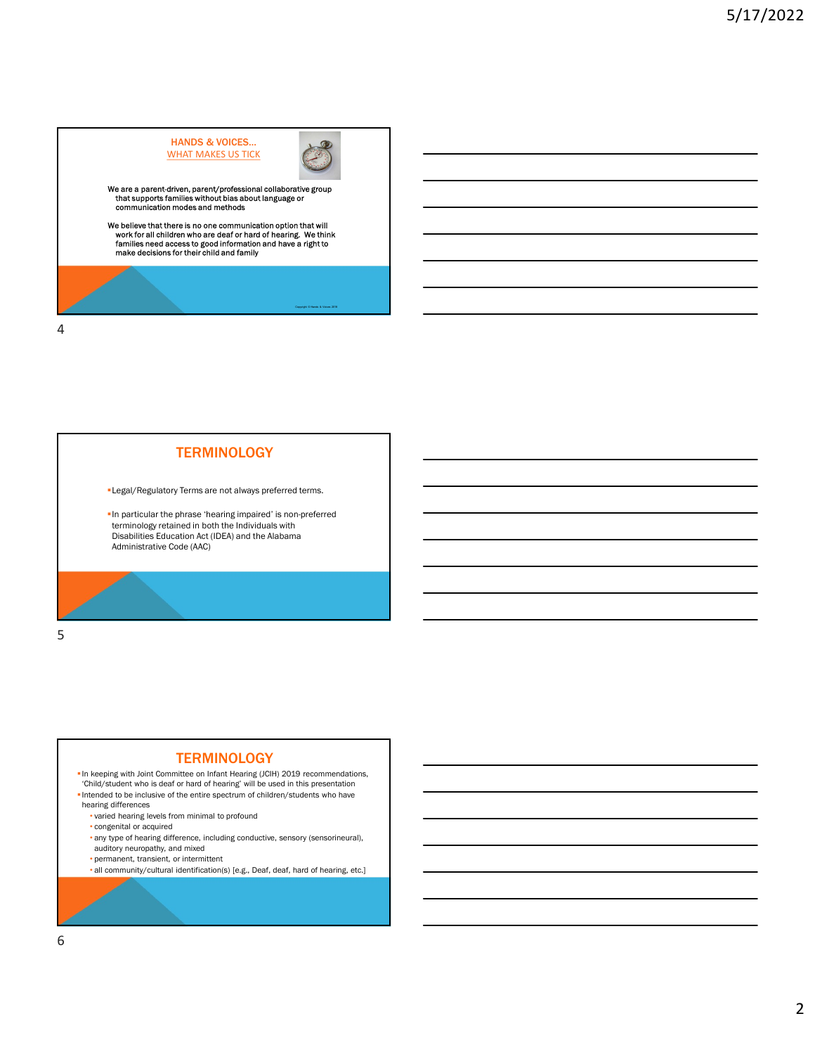## HANDS & VOICES…

WHAT MAKES US TICK

We are a parent-driven, parent/professional collaborative group that supports families without bias about language or communication modes and methods

We believe that there is no one communication option that will work for all children who are deaf or hard of hearing. We think families need access to good information and have a right to make decisions for their child and family

Copyright © Hands & Voices 2018

## TERMINOLOGY

- Legal/Regulatory Terms are not always preferred terms.
- In particular the phrase 'hearing impaired' is non-preferred terminology retained in both the Individuals with Disabilities Education Act (IDEA) and the Alabama Administrative Code (AAC)

## TERMINOLOGY

- In keeping with Joint Committee on Infant Hearing (JCIH) 2019 recommendations, 'Child/student who is deaf or hard of hearing' will be used in this presentation
- Intended to be inclusive of the entire spectrum of children/students who have hearing differences
  - varied hearing levels from minimal to profound
  - congenital or acquired
  - any type of hearing difference, including conductive, sensory (sensorineural), auditory neuropathy, and mixed
  - permanent, transient, or intermittent
  - all community/cultural identification(s) [e.g., Deaf, deaf, hard of hearing, etc.]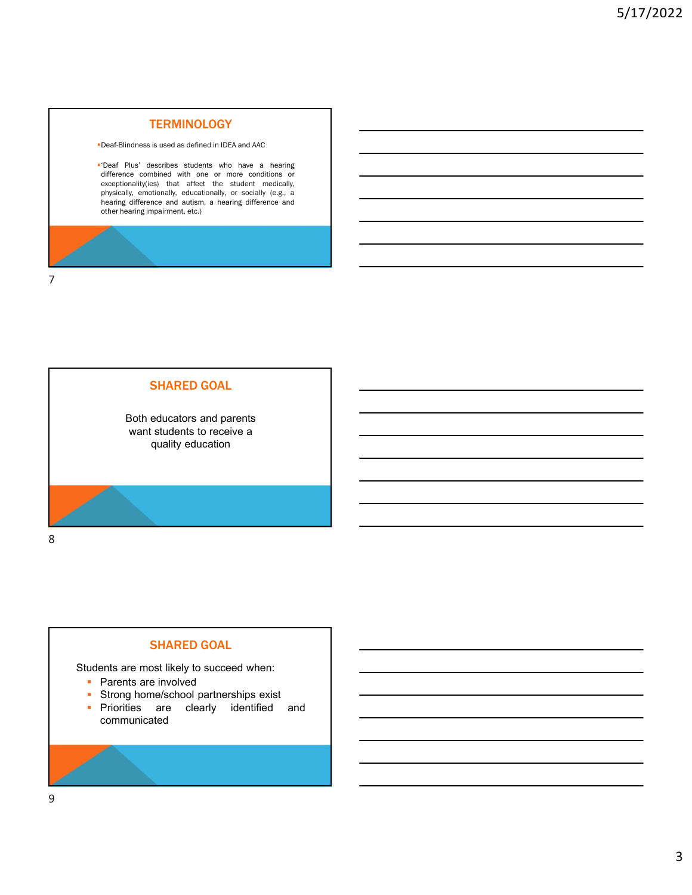## TERMINOLOGY

- Deaf-Blindness is used as defined in IDEA and AAC
- 'Deaf Plus' describes students who have a hearing difference combined with one or more conditions or exceptionality(ies) that affect the student medically, physically, emotionally, educationally, or socially (e.g., a hearing difference and autism, a hearing difference and other hearing impairment, etc.)

## SHARED GOAL

Both educators and parents want students to receive a quality education

## SHARED GOAL

Students are most likely to succeed when:

- Parents are involved
- Strong home/school partnerships exist
- Priorities are clearly identified and communicated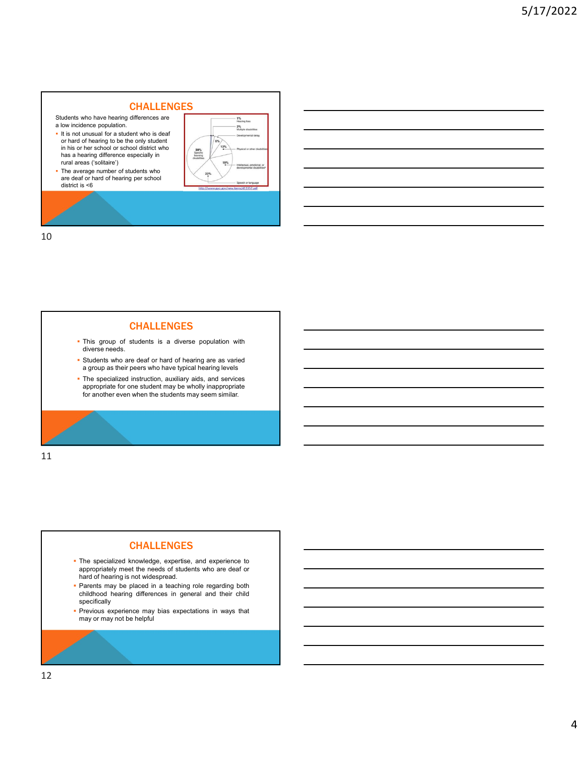## CHALLENGES

Students who have hearing differences are a low incidence population.

- It is not unusual for a student who is deaf or hard of hearing to be the only student in his or her school or school district who has a hearing difference especially in rural areas ('solitaire')
- The average number of students who are deaf or hard of hearing per school district is <6

1% Hearing loss
2% Multiple disabilities
6% Developmental delay
12% Physical or other disabilities
19% Intellectual, emotional, or developmental disabilities
23% Speech or language
39% Specific learning disabilities

http://www.gao.gov/new.items/d11357.pdf

## CHALLENGES

- This group of students is a diverse population with diverse needs.
- Students who are deaf or hard of hearing are as varied a group as their peers who have typical hearing levels
- The specialized instruction, auxiliary aids, and services appropriate for one student may be wholly inappropriate for another even when the students may seem similar.

## CHALLENGES

- The specialized knowledge, expertise, and experience to appropriately meet the needs of students who are deaf or hard of hearing is not widespread.
- Parents may be placed in a teaching role regarding both childhood hearing differences in general and their child specifically
- Previous experience may bias expectations in ways that may or may not be helpful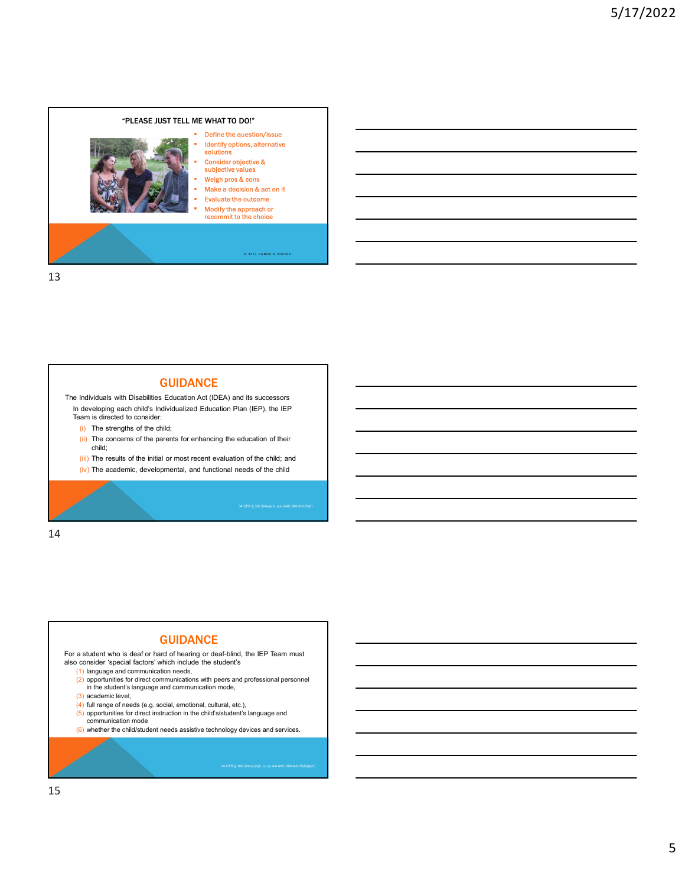## "PLEASE JUST TELL ME WHAT TO DO!"

- Define the question/issue
- Identify options, alternative solutions
- Consider objective & subjective values
- Weigh pros & cons
- Make a decision & act on it
- Evaluate the outcome
- Modify the approach or recommit to the choice

© 2017 HANDS & VOICES

## GUIDANCE

The Individuals with Disabilities Education Act (IDEA) and its successors

In developing each child's Individualized Education Plan (IEP), the IEP Team is directed to consider:

(i) The strengths of the child;

(ii) The concerns of the parents for enhancing the education of their child;

(iii) The results of the initial or most recent evaluation of the child; and

(iv) The academic, developmental, and functional needs of the child

34 CFR § 300.324(a)(1) and AAC 290-8-9.05(6)

## GUIDANCE

For a student who is deaf or hard of hearing or deaf-blind, the IEP Team must also consider 'special factors' which include the student's

(1) language and communication needs,

(2) opportunities for direct communications with peers and professional personnel in the student's language and communication mode,

(3) academic level,

(4) full range of needs (e.g. social, emotional, cultural, etc.),

(5) opportunities for direct instruction in the child's/student's language and communication mode

(6) whether the child/student needs assistive technology devices and services.

34 CFR § 300.324(a)(2)(i, iv, v) and AAC 290-8-9.05(6)(d)(m)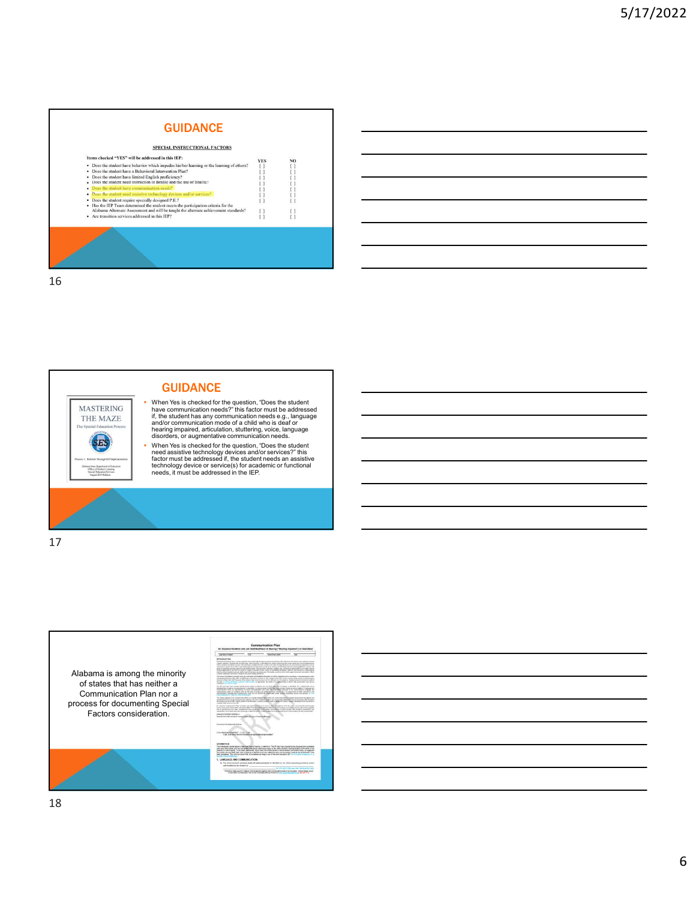## GUIDANCE

SPECIAL INSTRUCTIONAL FACTORS

Items checked "YES" will be addressed in this IEP:

| | YES | NO |
|---|---|---|
| • Does the student have behavior which impedes his/her learning or the learning of others? | [ ] | [ ] |
| • Does the student have a Behavioral Intervention Plan? | [ ] | [ ] |
| • Does the student have limited English proficiency? | [ ] | [ ] |
| • Does the student need instruction in Braille and the use of Braille? | [ ] | [ ] |
| • Does the student have communication needs? | [ ] | [ ] |
| • Does the student need assistive technology devices and/or services? | [ ] | [ ] |
| • Does the student require specially designed P.E.? | [ ] | [ ] |
| • Has the IEP Team determined the student meets the participation criteria for the Alabama Alternate Assessment and will be taught the alternate achievement standards? | [ ] | [ ] |
| • Are transition services addressed in this IEP? | [ ] | [ ] |

## GUIDANCE

- When Yes is checked for the question, "Does the student have communication needs?" this factor must be addressed if, the student has any communication needs e.g., language and/or communication mode of a child who is deaf or hearing impaired, articulation, stuttering, voice, language disorders, or augmentative communication needs.
- When Yes is checked for the question, "Does the student need assistive technology devices and/or services?" this factor must be addressed if, the student needs an assistive technology device or service(s) for academic or functional needs, it must be addressed in the IEP.

Alabama is among the minority of states that has neither a Communication Plan nor a process for documenting Special Factors consideration.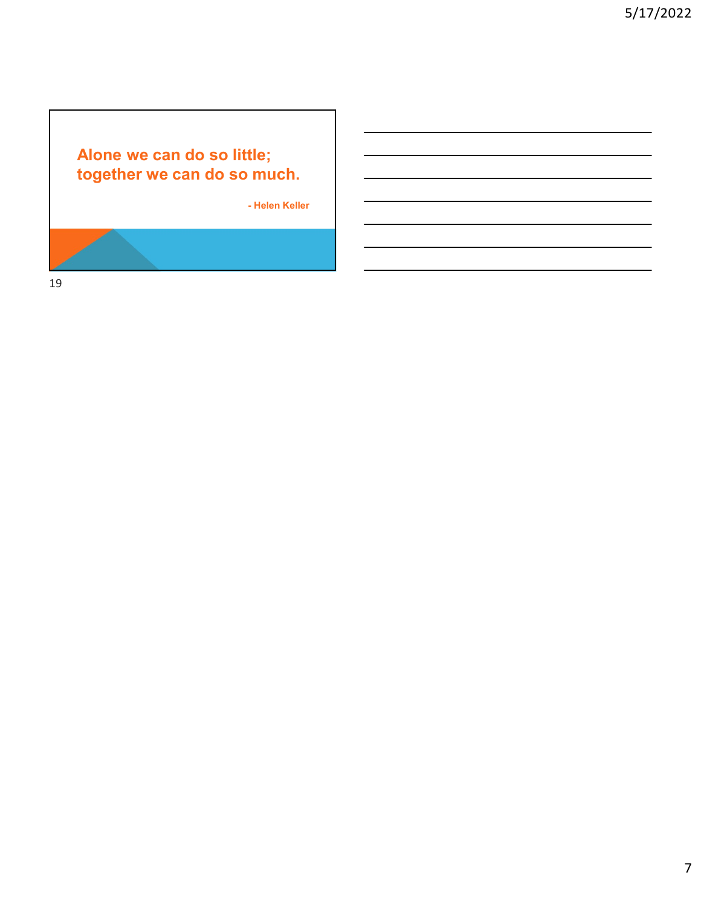**Alone we can do so little; together we can do so much.**

**- Helen Keller**